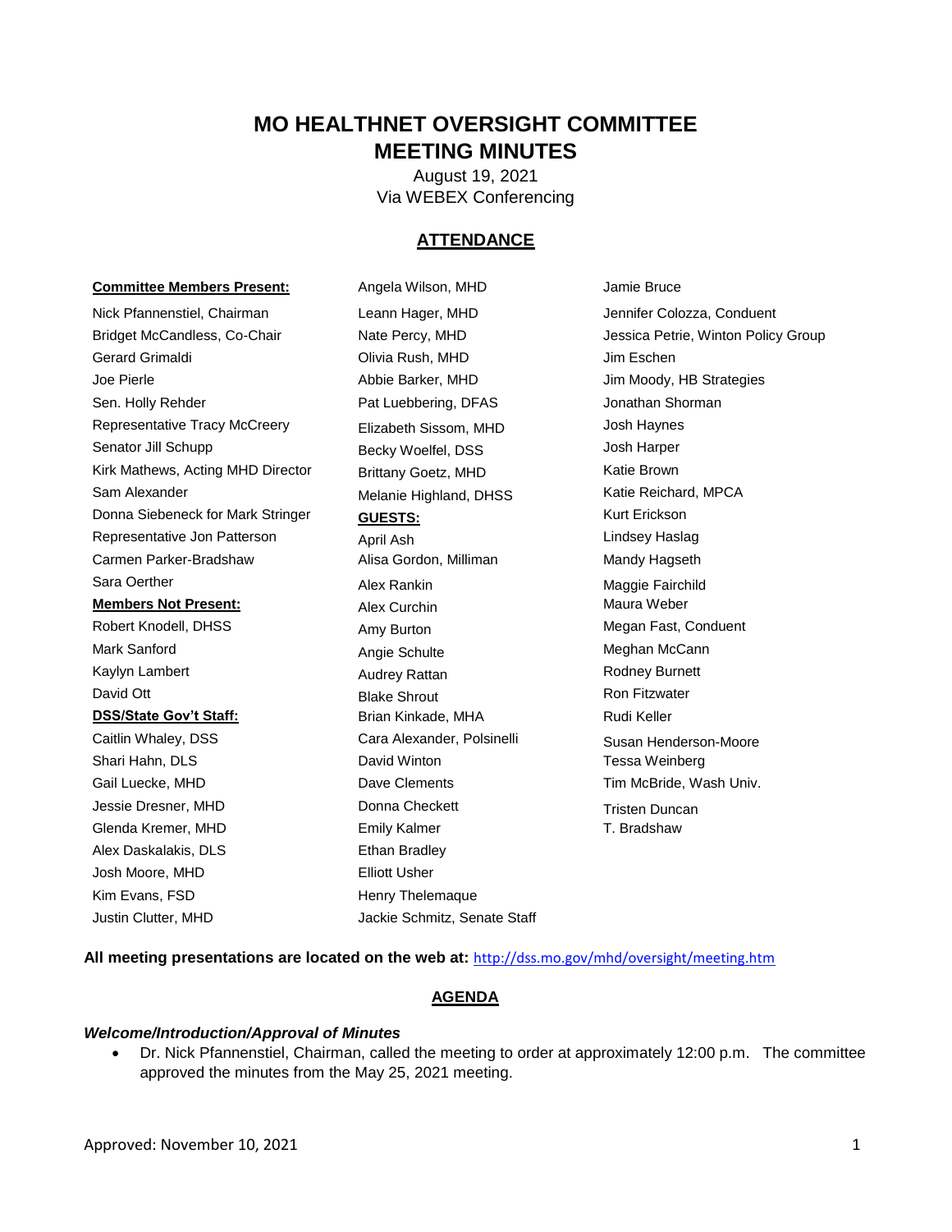# MO HEALTHNET OVERSIGHT COMMITTEE
# MEETING MINUTES

August 19, 2021
Via WEBEX Conferencing

## ATTENDANCE

**Committee Members Present:**

Nick Pfannenstiel, Chairman
Bridget McCandless, Co-Chair
Gerard Grimaldi
Joe Pierle
Sen. Holly Rehder
Representative Tracy McCreery
Senator Jill Schupp
Kirk Mathews, Acting MHD Director
Sam Alexander
Donna Siebeneck for Mark Stringer
Representative Jon Patterson
Carmen Parker-Bradshaw
Sara Oerther

**Members Not Present:**

Robert Knodell, DHSS
Mark Sanford
Kaylyn Lambert
David Ott

**DSS/State Gov't Staff:**

Caitlin Whaley, DSS
Shari Hahn, DLS
Gail Luecke, MHD
Jessie Dresner, MHD
Glenda Kremer, MHD
Alex Daskalakis, DLS
Josh Moore, MHD
Kim Evans, FSD
Justin Clutter, MHD
Angela Wilson, MHD
Leann Hager, MHD
Nate Percy, MHD
Olivia Rush, MHD
Abbie Barker, MHD
Pat Luebbering, DFAS
Elizabeth Sissom, MHD
Becky Woelfel, DSS
Brittany Goetz, MHD
Melanie Highland, DHSS

**GUESTS:**

April Ash
Alisa Gordon, Milliman
Alex Rankin
Alex Curchin
Amy Burton
Angie Schulte
Audrey Rattan
Blake Shrout
Brian Kinkade, MHA
Cara Alexander, Polsinelli
David Winton
Dave Clements
Donna Checkett
Emily Kalmer
Ethan Bradley
Elliott Usher
Henry Thelemaque
Jackie Schmitz, Senate Staff
Jamie Bruce
Jennifer Colozza, Conduent
Jessica Petrie, Winton Policy Group
Jim Eschen
Jim Moody, HB Strategies
Jonathan Shorman
Josh Haynes
Josh Harper
Katie Brown
Katie Reichard, MPCA
Kurt Erickson
Lindsey Haslag
Mandy Hagseth
Maggie Fairchild
Maura Weber
Megan Fast, Conduent
Meghan McCann
Rodney Burnett
Ron Fitzwater
Rudi Keller
Susan Henderson-Moore
Tessa Weinberg
Tim McBride, Wash Univ.
Tristen Duncan
T. Bradshaw

**All meeting presentations are located on the web at:** http://dss.mo.gov/mhd/oversight/meeting.htm

## AGENDA

### *Welcome/Introduction/Approval of Minutes*

- Dr. Nick Pfannenstiel, Chairman, called the meeting to order at approximately 12:00 p.m. The committee approved the minutes from the May 25, 2021 meeting.

Approved: November 10, 2021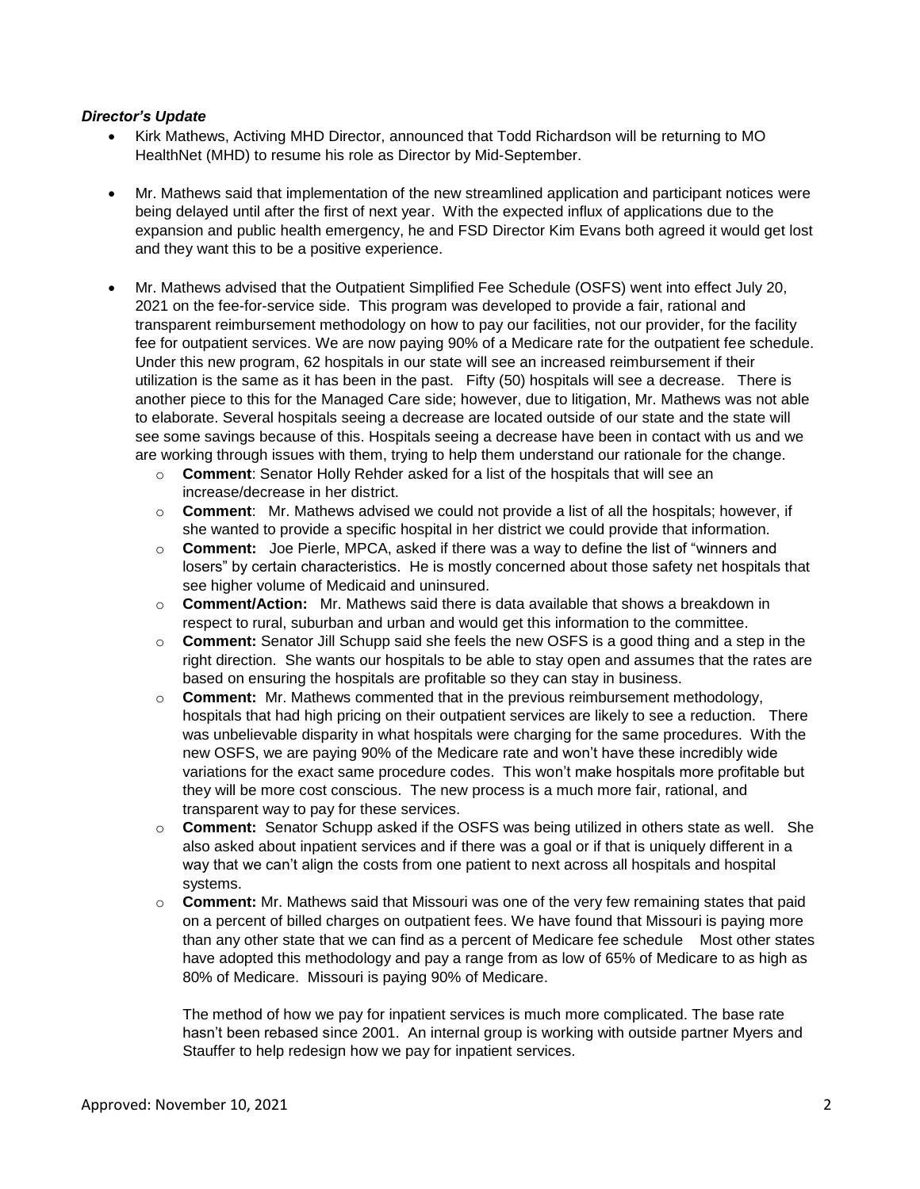***Director's Update***

- Kirk Mathews, Activing MHD Director, announced that Todd Richardson will be returning to MO HealthNet (MHD) to resume his role as Director by Mid-September.

- Mr. Mathews said that implementation of the new streamlined application and participant notices were being delayed until after the first of next year. With the expected influx of applications due to the expansion and public health emergency, he and FSD Director Kim Evans both agreed it would get lost and they want this to be a positive experience.

- Mr. Mathews advised that the Outpatient Simplified Fee Schedule (OSFS) went into effect July 20, 2021 on the fee-for-service side. This program was developed to provide a fair, rational and transparent reimbursement methodology on how to pay our facilities, not our provider, for the facility fee for outpatient services. We are now paying 90% of a Medicare rate for the outpatient fee schedule. Under this new program, 62 hospitals in our state will see an increased reimbursement if their utilization is the same as it has been in the past. Fifty (50) hospitals will see a decrease. There is another piece to this for the Managed Care side; however, due to litigation, Mr. Mathews was not able to elaborate. Several hospitals seeing a decrease are located outside of our state and the state will see some savings because of this. Hospitals seeing a decrease have been in contact with us and we are working through issues with them, trying to help them understand our rationale for the change.
  - **Comment**: Senator Holly Rehder asked for a list of the hospitals that will see an increase/decrease in her district.
  - **Comment**: Mr. Mathews advised we could not provide a list of all the hospitals; however, if she wanted to provide a specific hospital in her district we could provide that information.
  - **Comment:** Joe Pierle, MPCA, asked if there was a way to define the list of "winners and losers" by certain characteristics. He is mostly concerned about those safety net hospitals that see higher volume of Medicaid and uninsured.
  - **Comment/Action:** Mr. Mathews said there is data available that shows a breakdown in respect to rural, suburban and urban and would get this information to the committee.
  - **Comment:** Senator Jill Schupp said she feels the new OSFS is a good thing and a step in the right direction. She wants our hospitals to be able to stay open and assumes that the rates are based on ensuring the hospitals are profitable so they can stay in business.
  - **Comment:** Mr. Mathews commented that in the previous reimbursement methodology, hospitals that had high pricing on their outpatient services are likely to see a reduction. There was unbelievable disparity in what hospitals were charging for the same procedures. With the new OSFS, we are paying 90% of the Medicare rate and won't have these incredibly wide variations for the exact same procedure codes. This won't make hospitals more profitable but they will be more cost conscious. The new process is a much more fair, rational, and transparent way to pay for these services.
  - **Comment:** Senator Schupp asked if the OSFS was being utilized in others state as well. She also asked about inpatient services and if there was a goal or if that is uniquely different in a way that we can't align the costs from one patient to next across all hospitals and hospital systems.
  - **Comment:** Mr. Mathews said that Missouri was one of the very few remaining states that paid on a percent of billed charges on outpatient fees. We have found that Missouri is paying more than any other state that we can find as a percent of Medicare fee schedule Most other states have adopted this methodology and pay a range from as low of 65% of Medicare to as high as 80% of Medicare. Missouri is paying 90% of Medicare.

    The method of how we pay for inpatient services is much more complicated. The base rate hasn't been rebased since 2001. An internal group is working with outside partner Myers and Stauffer to help redesign how we pay for inpatient services.

Approved: November 10, 2021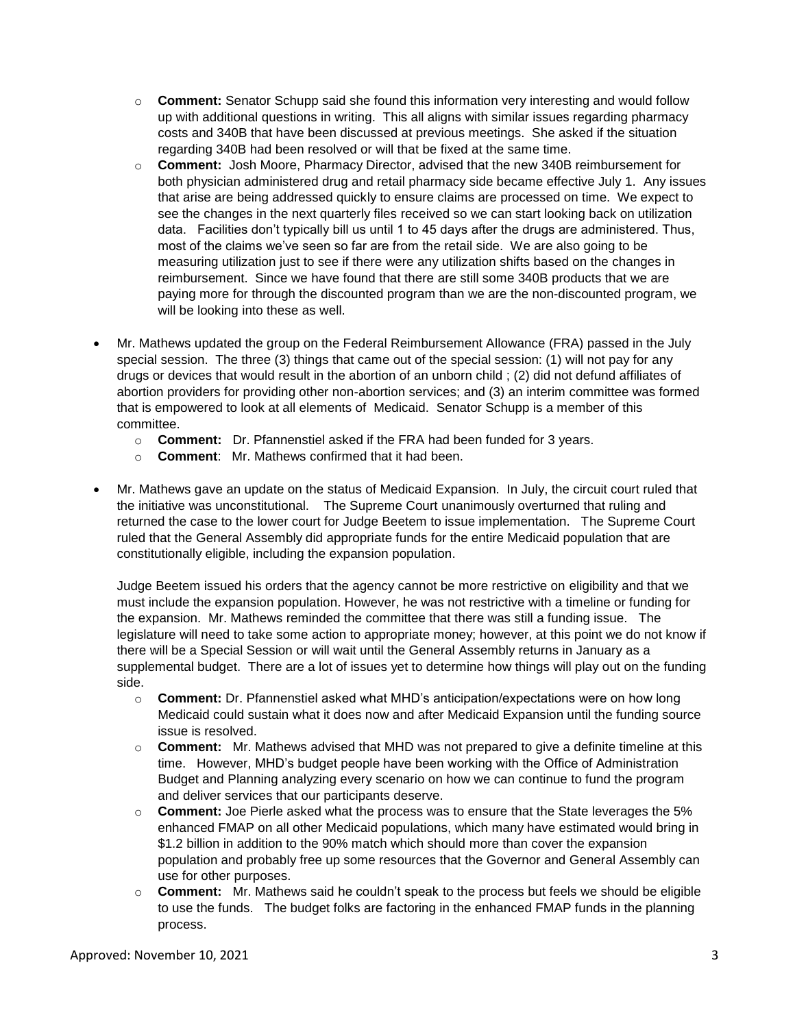- **Comment:** Senator Schupp said she found this information very interesting and would follow up with additional questions in writing. This all aligns with similar issues regarding pharmacy costs and 340B that have been discussed at previous meetings. She asked if the situation regarding 340B had been resolved or will that be fixed at the same time.
- **Comment:** Josh Moore, Pharmacy Director, advised that the new 340B reimbursement for both physician administered drug and retail pharmacy side became effective July 1. Any issues that arise are being addressed quickly to ensure claims are processed on time. We expect to see the changes in the next quarterly files received so we can start looking back on utilization data. Facilities don't typically bill us until 1 to 45 days after the drugs are administered. Thus, most of the claims we've seen so far are from the retail side. We are also going to be measuring utilization just to see if there were any utilization shifts based on the changes in reimbursement. Since we have found that there are still some 340B products that we are paying more for through the discounted program than we are the non-discounted program, we will be looking into these as well.

- Mr. Mathews updated the group on the Federal Reimbursement Allowance (FRA) passed in the July special session. The three (3) things that came out of the special session: (1) will not pay for any drugs or devices that would result in the abortion of an unborn child ; (2) did not defund affiliates of abortion providers for providing other non-abortion services; and (3) an interim committee was formed that is empowered to look at all elements of Medicaid. Senator Schupp is a member of this committee.
  - **Comment:** Dr. Pfannenstiel asked if the FRA had been funded for 3 years.
  - **Comment**: Mr. Mathews confirmed that it had been.

- Mr. Mathews gave an update on the status of Medicaid Expansion. In July, the circuit court ruled that the initiative was unconstitutional. The Supreme Court unanimously overturned that ruling and returned the case to the lower court for Judge Beetem to issue implementation. The Supreme Court ruled that the General Assembly did appropriate funds for the entire Medicaid population that are constitutionally eligible, including the expansion population.

  Judge Beetem issued his orders that the agency cannot be more restrictive on eligibility and that we must include the expansion population. However, he was not restrictive with a timeline or funding for the expansion. Mr. Mathews reminded the committee that there was still a funding issue. The legislature will need to take some action to appropriate money; however, at this point we do not know if there will be a Special Session or will wait until the General Assembly returns in January as a supplemental budget. There are a lot of issues yet to determine how things will play out on the funding side.
  - **Comment:** Dr. Pfannenstiel asked what MHD's anticipation/expectations were on how long Medicaid could sustain what it does now and after Medicaid Expansion until the funding source issue is resolved.
  - **Comment:** Mr. Mathews advised that MHD was not prepared to give a definite timeline at this time. However, MHD's budget people have been working with the Office of Administration Budget and Planning analyzing every scenario on how we can continue to fund the program and deliver services that our participants deserve.
  - **Comment:** Joe Pierle asked what the process was to ensure that the State leverages the 5% enhanced FMAP on all other Medicaid populations, which many have estimated would bring in $1.2 billion in addition to the 90% match which should more than cover the expansion population and probably free up some resources that the Governor and General Assembly can use for other purposes.
  - **Comment:** Mr. Mathews said he couldn't speak to the process but feels we should be eligible to use the funds. The budget folks are factoring in the enhanced FMAP funds in the planning process.

Approved: November 10, 2021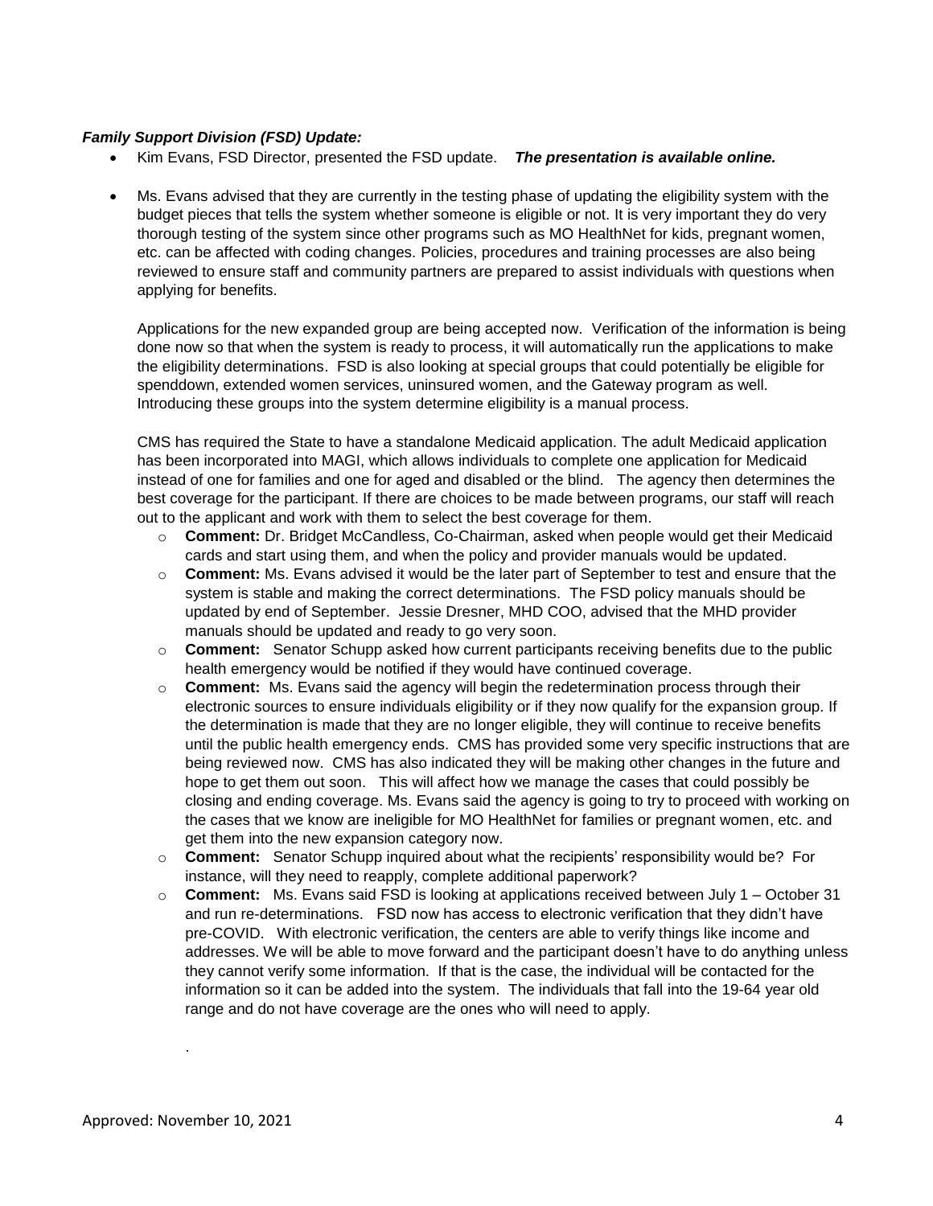***Family Support Division (FSD) Update:***

- Kim Evans, FSD Director, presented the FSD update. ***The presentation is available online.***

- Ms. Evans advised that they are currently in the testing phase of updating the eligibility system with the budget pieces that tells the system whether someone is eligible or not. It is very important they do very thorough testing of the system since other programs such as MO HealthNet for kids, pregnant women, etc. can be affected with coding changes. Policies, procedures and training processes are also being reviewed to ensure staff and community partners are prepared to assist individuals with questions when applying for benefits.

  Applications for the new expanded group are being accepted now. Verification of the information is being done now so that when the system is ready to process, it will automatically run the applications to make the eligibility determinations. FSD is also looking at special groups that could potentially be eligible for spenddown, extended women services, uninsured women, and the Gateway program as well. Introducing these groups into the system determine eligibility is a manual process.

  CMS has required the State to have a standalone Medicaid application. The adult Medicaid application has been incorporated into MAGI, which allows individuals to complete one application for Medicaid instead of one for families and one for aged and disabled or the blind. The agency then determines the best coverage for the participant. If there are choices to be made between programs, our staff will reach out to the applicant and work with them to select the best coverage for them.

  - **Comment:** Dr. Bridget McCandless, Co-Chairman, asked when people would get their Medicaid cards and start using them, and when the policy and provider manuals would be updated.
  - **Comment:** Ms. Evans advised it would be the later part of September to test and ensure that the system is stable and making the correct determinations. The FSD policy manuals should be updated by end of September. Jessie Dresner, MHD COO, advised that the MHD provider manuals should be updated and ready to go very soon.
  - **Comment:** Senator Schupp asked how current participants receiving benefits due to the public health emergency would be notified if they would have continued coverage.
  - **Comment:** Ms. Evans said the agency will begin the redetermination process through their electronic sources to ensure individuals eligibility or if they now qualify for the expansion group. If the determination is made that they are no longer eligible, they will continue to receive benefits until the public health emergency ends. CMS has provided some very specific instructions that are being reviewed now. CMS has also indicated they will be making other changes in the future and hope to get them out soon. This will affect how we manage the cases that could possibly be closing and ending coverage. Ms. Evans said the agency is going to try to proceed with working on the cases that we know are ineligible for MO HealthNet for families or pregnant women, etc. and get them into the new expansion category now.
  - **Comment:** Senator Schupp inquired about what the recipients' responsibility would be? For instance, will they need to reapply, complete additional paperwork?
  - **Comment:** Ms. Evans said FSD is looking at applications received between July 1 – October 31 and run re-determinations. FSD now has access to electronic verification that they didn't have pre-COVID. With electronic verification, the centers are able to verify things like income and addresses. We will be able to move forward and the participant doesn't have to do anything unless they cannot verify some information. If that is the case, the individual will be contacted for the information so it can be added into the system. The individuals that fall into the 19-64 year old range and do not have coverage are the ones who will need to apply.

.

Approved: November 10, 2021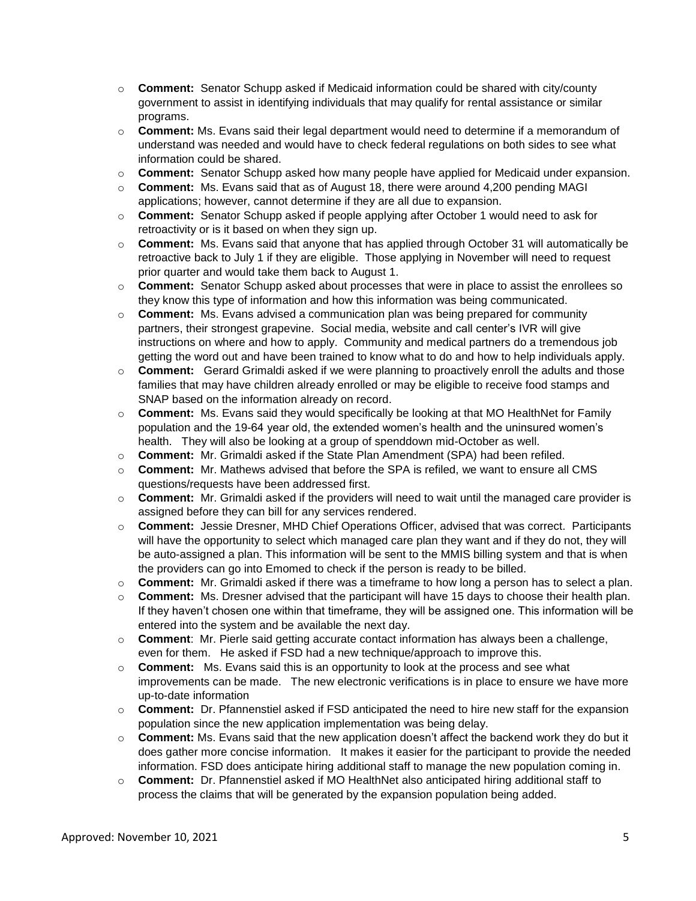- **Comment:** Senator Schupp asked if Medicaid information could be shared with city/county government to assist in identifying individuals that may qualify for rental assistance or similar programs.
- **Comment:** Ms. Evans said their legal department would need to determine if a memorandum of understand was needed and would have to check federal regulations on both sides to see what information could be shared.
- **Comment:** Senator Schupp asked how many people have applied for Medicaid under expansion.
- **Comment:** Ms. Evans said that as of August 18, there were around 4,200 pending MAGI applications; however, cannot determine if they are all due to expansion.
- **Comment:** Senator Schupp asked if people applying after October 1 would need to ask for retroactivity or is it based on when they sign up.
- **Comment:** Ms. Evans said that anyone that has applied through October 31 will automatically be retroactive back to July 1 if they are eligible. Those applying in November will need to request prior quarter and would take them back to August 1.
- **Comment:** Senator Schupp asked about processes that were in place to assist the enrollees so they know this type of information and how this information was being communicated.
- **Comment:** Ms. Evans advised a communication plan was being prepared for community partners, their strongest grapevine. Social media, website and call center's IVR will give instructions on where and how to apply. Community and medical partners do a tremendous job getting the word out and have been trained to know what to do and how to help individuals apply.
- **Comment:** Gerard Grimaldi asked if we were planning to proactively enroll the adults and those families that may have children already enrolled or may be eligible to receive food stamps and SNAP based on the information already on record.
- **Comment:** Ms. Evans said they would specifically be looking at that MO HealthNet for Family population and the 19-64 year old, the extended women's health and the uninsured women's health. They will also be looking at a group of spenddown mid-October as well.
- **Comment:** Mr. Grimaldi asked if the State Plan Amendment (SPA) had been refiled.
- **Comment:** Mr. Mathews advised that before the SPA is refiled, we want to ensure all CMS questions/requests have been addressed first.
- **Comment:** Mr. Grimaldi asked if the providers will need to wait until the managed care provider is assigned before they can bill for any services rendered.
- **Comment:** Jessie Dresner, MHD Chief Operations Officer, advised that was correct. Participants will have the opportunity to select which managed care plan they want and if they do not, they will be auto-assigned a plan. This information will be sent to the MMIS billing system and that is when the providers can go into Emomed to check if the person is ready to be billed.
- **Comment:** Mr. Grimaldi asked if there was a timeframe to how long a person has to select a plan.
- **Comment:** Ms. Dresner advised that the participant will have 15 days to choose their health plan. If they haven't chosen one within that timeframe, they will be assigned one. This information will be entered into the system and be available the next day.
- **Comment**: Mr. Pierle said getting accurate contact information has always been a challenge, even for them. He asked if FSD had a new technique/approach to improve this.
- **Comment:** Ms. Evans said this is an opportunity to look at the process and see what improvements can be made. The new electronic verifications is in place to ensure we have more up-to-date information
- **Comment:** Dr. Pfannenstiel asked if FSD anticipated the need to hire new staff for the expansion population since the new application implementation was being delay.
- **Comment:** Ms. Evans said that the new application doesn't affect the backend work they do but it does gather more concise information. It makes it easier for the participant to provide the needed information. FSD does anticipate hiring additional staff to manage the new population coming in.
- **Comment:** Dr. Pfannenstiel asked if MO HealthNet also anticipated hiring additional staff to process the claims that will be generated by the expansion population being added.

Approved: November 10, 2021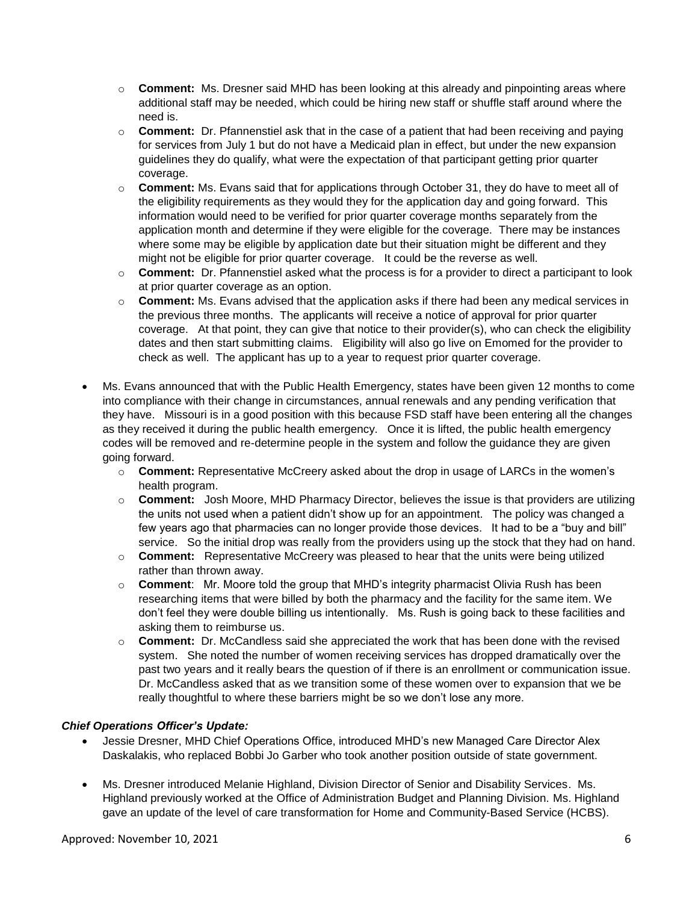- **Comment:** Ms. Dresner said MHD has been looking at this already and pinpointing areas where additional staff may be needed, which could be hiring new staff or shuffle staff around where the need is.
  - **Comment:** Dr. Pfannenstiel ask that in the case of a patient that had been receiving and paying for services from July 1 but do not have a Medicaid plan in effect, but under the new expansion guidelines they do qualify, what were the expectation of that participant getting prior quarter coverage.
  - **Comment:** Ms. Evans said that for applications through October 31, they do have to meet all of the eligibility requirements as they would they for the application day and going forward. This information would need to be verified for prior quarter coverage months separately from the application month and determine if they were eligible for the coverage. There may be instances where some may be eligible by application date but their situation might be different and they might not be eligible for prior quarter coverage. It could be the reverse as well.
  - **Comment:** Dr. Pfannenstiel asked what the process is for a provider to direct a participant to look at prior quarter coverage as an option.
  - **Comment:** Ms. Evans advised that the application asks if there had been any medical services in the previous three months. The applicants will receive a notice of approval for prior quarter coverage. At that point, they can give that notice to their provider(s), who can check the eligibility dates and then start submitting claims. Eligibility will also go live on Emomed for the provider to check as well. The applicant has up to a year to request prior quarter coverage.

- Ms. Evans announced that with the Public Health Emergency, states have been given 12 months to come into compliance with their change in circumstances, annual renewals and any pending verification that they have. Missouri is in a good position with this because FSD staff have been entering all the changes as they received it during the public health emergency. Once it is lifted, the public health emergency codes will be removed and re-determine people in the system and follow the guidance they are given going forward.
  - **Comment:** Representative McCreery asked about the drop in usage of LARCs in the women's health program.
  - **Comment:** Josh Moore, MHD Pharmacy Director, believes the issue is that providers are utilizing the units not used when a patient didn't show up for an appointment. The policy was changed a few years ago that pharmacies can no longer provide those devices. It had to be a "buy and bill" service. So the initial drop was really from the providers using up the stock that they had on hand.
  - **Comment:** Representative McCreery was pleased to hear that the units were being utilized rather than thrown away.
  - **Comment**: Mr. Moore told the group that MHD's integrity pharmacist Olivia Rush has been researching items that were billed by both the pharmacy and the facility for the same item. We don't feel they were double billing us intentionally. Ms. Rush is going back to these facilities and asking them to reimburse us.
  - **Comment:** Dr. McCandless said she appreciated the work that has been done with the revised system. She noted the number of women receiving services has dropped dramatically over the past two years and it really bears the question of if there is an enrollment or communication issue. Dr. McCandless asked that as we transition some of these women over to expansion that we be really thoughtful to where these barriers might be so we don't lose any more.

***Chief Operations Officer's Update:***

- Jessie Dresner, MHD Chief Operations Office, introduced MHD's new Managed Care Director Alex Daskalakis, who replaced Bobbi Jo Garber who took another position outside of state government.

- Ms. Dresner introduced Melanie Highland, Division Director of Senior and Disability Services. Ms. Highland previously worked at the Office of Administration Budget and Planning Division. Ms. Highland gave an update of the level of care transformation for Home and Community-Based Service (HCBS).

Approved: November 10, 2021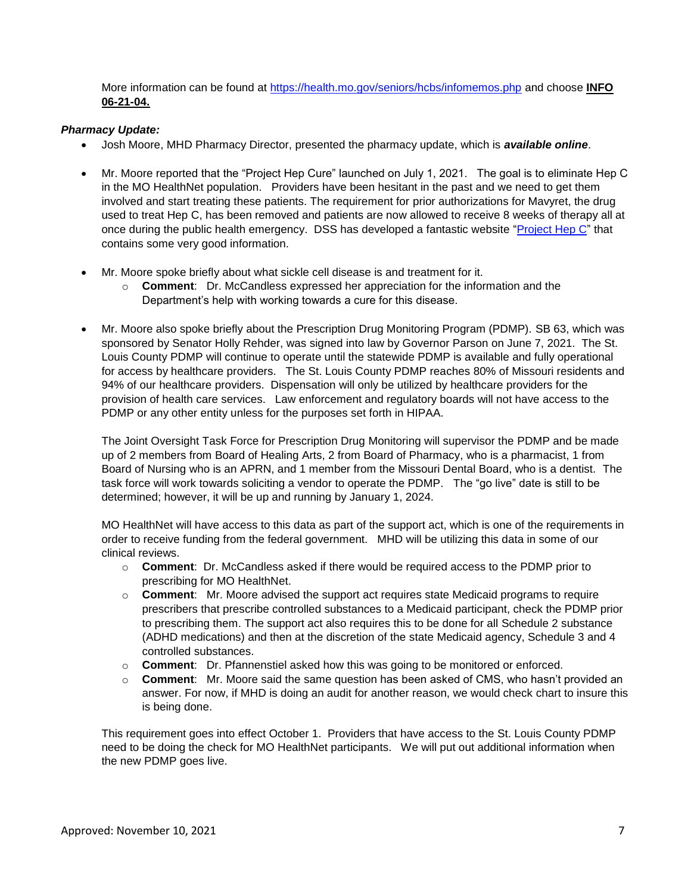More information can be found at https://health.mo.gov/seniors/hcbs/infomemos.php and choose **INFO 06-21-04.**

***Pharmacy Update:***

- Josh Moore, MHD Pharmacy Director, presented the pharmacy update, which is ***available online***.

- Mr. Moore reported that the "Project Hep Cure" launched on July 1, 2021. The goal is to eliminate Hep C in the MO HealthNet population. Providers have been hesitant in the past and we need to get them involved and start treating these patients. The requirement for prior authorizations for Mavyret, the drug used to treat Hep C, has been removed and patients are now allowed to receive 8 weeks of therapy all at once during the public health emergency. DSS has developed a fantastic website "Project Hep C" that contains some very good information.

- Mr. Moore spoke briefly about what sickle cell disease is and treatment for it.
  - **Comment**: Dr. McCandless expressed her appreciation for the information and the Department's help with working towards a cure for this disease.

- Mr. Moore also spoke briefly about the Prescription Drug Monitoring Program (PDMP). SB 63, which was sponsored by Senator Holly Rehder, was signed into law by Governor Parson on June 7, 2021. The St. Louis County PDMP will continue to operate until the statewide PDMP is available and fully operational for access by healthcare providers. The St. Louis County PDMP reaches 80% of Missouri residents and 94% of our healthcare providers. Dispensation will only be utilized by healthcare providers for the provision of health care services. Law enforcement and regulatory boards will not have access to the PDMP or any other entity unless for the purposes set forth in HIPAA.

  The Joint Oversight Task Force for Prescription Drug Monitoring will supervisor the PDMP and be made up of 2 members from Board of Healing Arts, 2 from Board of Pharmacy, who is a pharmacist, 1 from Board of Nursing who is an APRN, and 1 member from the Missouri Dental Board, who is a dentist. The task force will work towards soliciting a vendor to operate the PDMP. The "go live" date is still to be determined; however, it will be up and running by January 1, 2024.

  MO HealthNet will have access to this data as part of the support act, which is one of the requirements in order to receive funding from the federal government. MHD will be utilizing this data in some of our clinical reviews.
  - **Comment**: Dr. McCandless asked if there would be required access to the PDMP prior to prescribing for MO HealthNet.
  - **Comment**: Mr. Moore advised the support act requires state Medicaid programs to require prescribers that prescribe controlled substances to a Medicaid participant, check the PDMP prior to prescribing them. The support act also requires this to be done for all Schedule 2 substance (ADHD medications) and then at the discretion of the state Medicaid agency, Schedule 3 and 4 controlled substances.
  - **Comment**: Dr. Pfannenstiel asked how this was going to be monitored or enforced.
  - **Comment**: Mr. Moore said the same question has been asked of CMS, who hasn't provided an answer. For now, if MHD is doing an audit for another reason, we would check chart to insure this is being done.

  This requirement goes into effect October 1. Providers that have access to the St. Louis County PDMP need to be doing the check for MO HealthNet participants. We will put out additional information when the new PDMP goes live.

Approved: November 10, 2021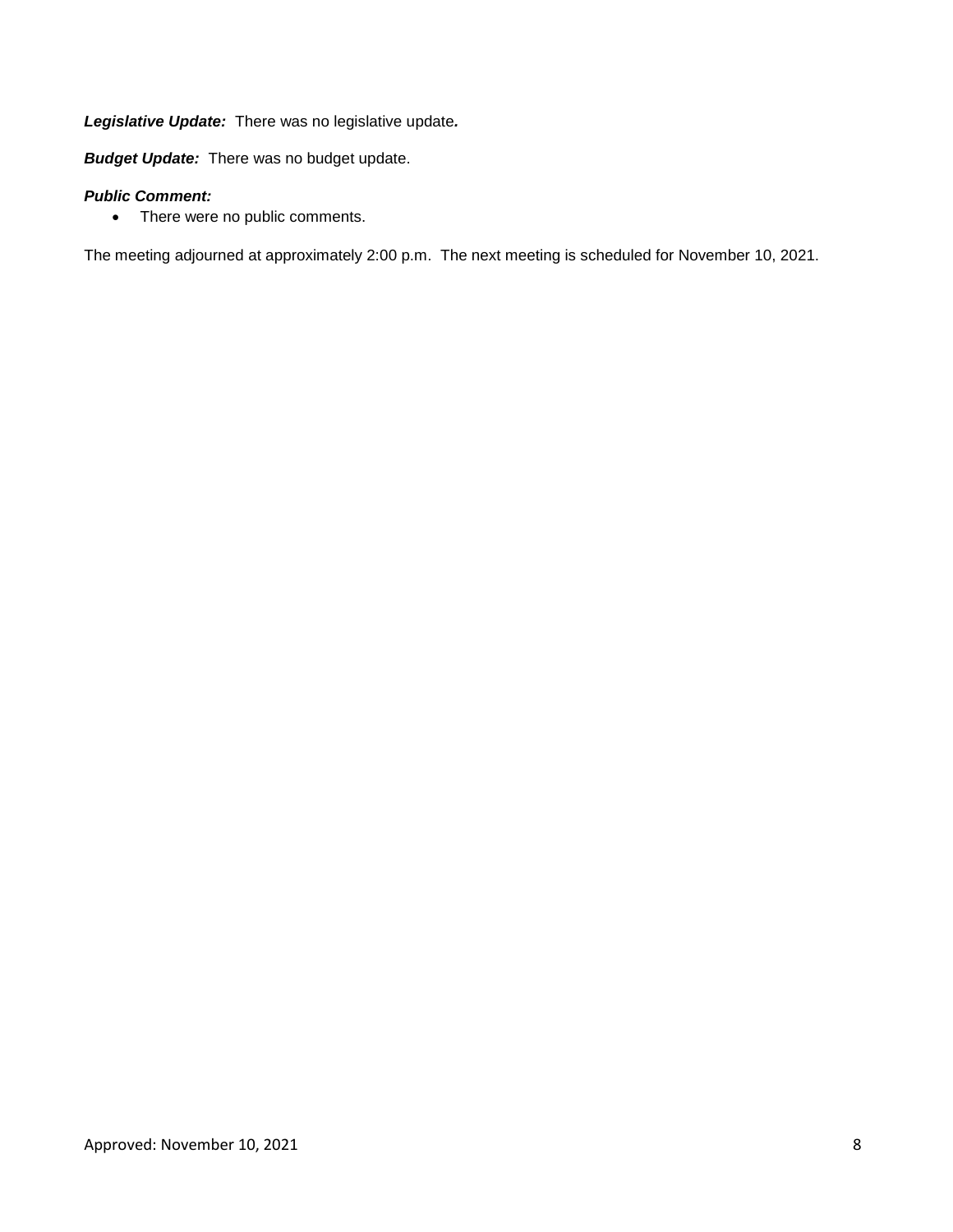***Legislative Update:*** There was no legislative update***.***

***Budget Update:*** There was no budget update.

***Public Comment:***

- There were no public comments.

The meeting adjourned at approximately 2:00 p.m. The next meeting is scheduled for November 10, 2021.

Approved: November 10, 2021